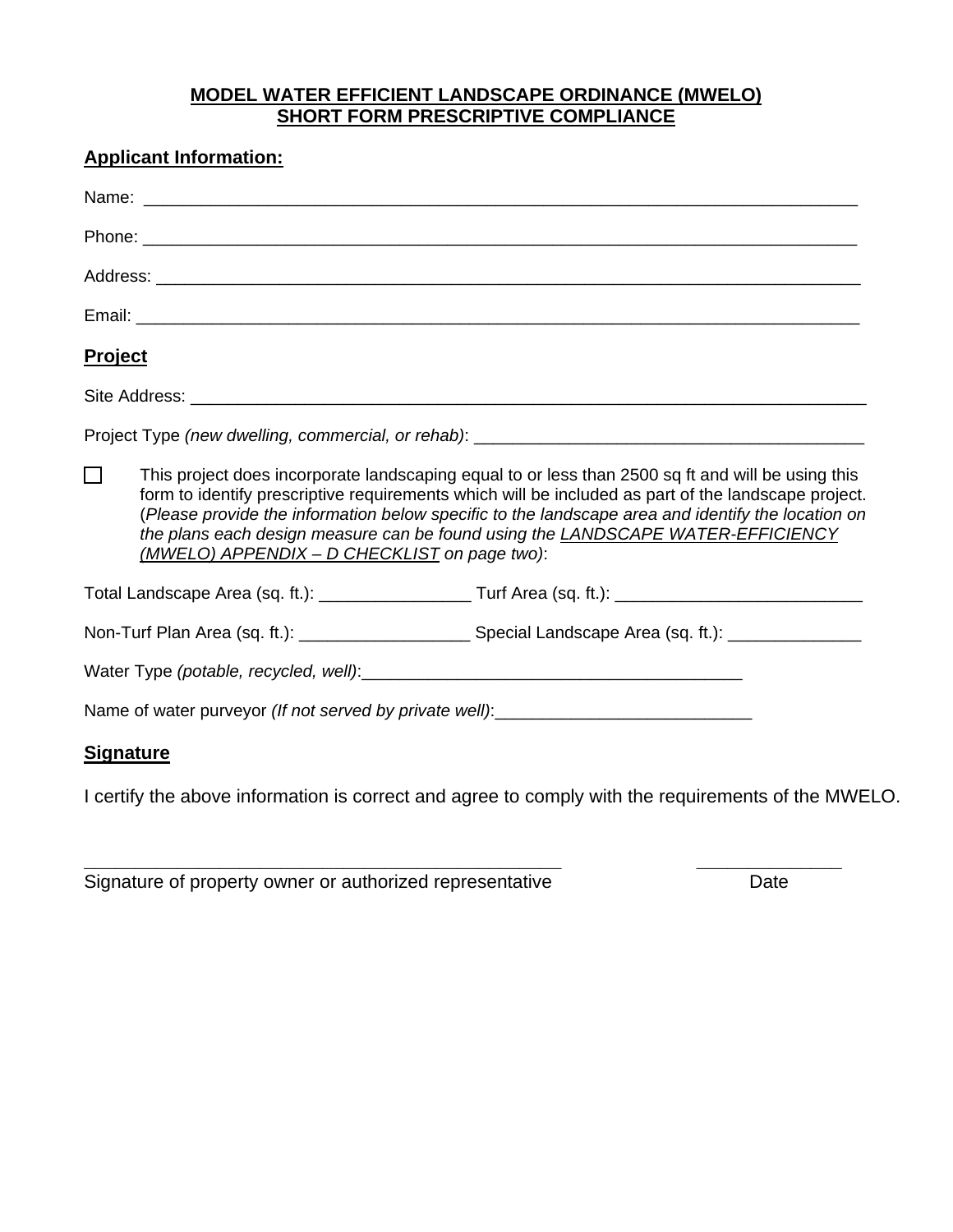# MODEL WATER EFFICIENT LANDSCAPE ORDINANCE (MWELO)
# SHORT FORM PRESCRIPTIVE COMPLIANCE

## Applicant Information:

Name: ___________________________________________________________________________

Phone: __________________________________________________________________________

Address: _________________________________________________________________________

Email: ___________________________________________________________________________

## Project

Site Address: ______________________________________________________________________

Project Type *(new dwelling, commercial, or rehab)*: __________________________________________

☐ This project does incorporate landscaping equal to or less than 2500 sq ft and will be using this form to identify prescriptive requirements which will be included as part of the landscape project. (*Please provide the information below specific to the landscape area and identify the location on the plans each design measure can be found using the LANDSCAPE WATER-EFFICIENCY (MWELO) APPENDIX – D CHECKLIST on page two)*:

Total Landscape Area (sq. ft.): ________________ Turf Area (sq. ft.): __________________________

Non-Turf Plan Area (sq. ft.): __________________ Special Landscape Area (sq. ft.): ______________

Water Type *(potable, recycled, well)*:_________________________________________

Name of water purveyor *(If not served by private well)*:___________________________

## Signature

I certify the above information is correct and agree to comply with the requirements of the MWELO.

__________________________________________________ ______________

Signature of property owner or authorized representative Date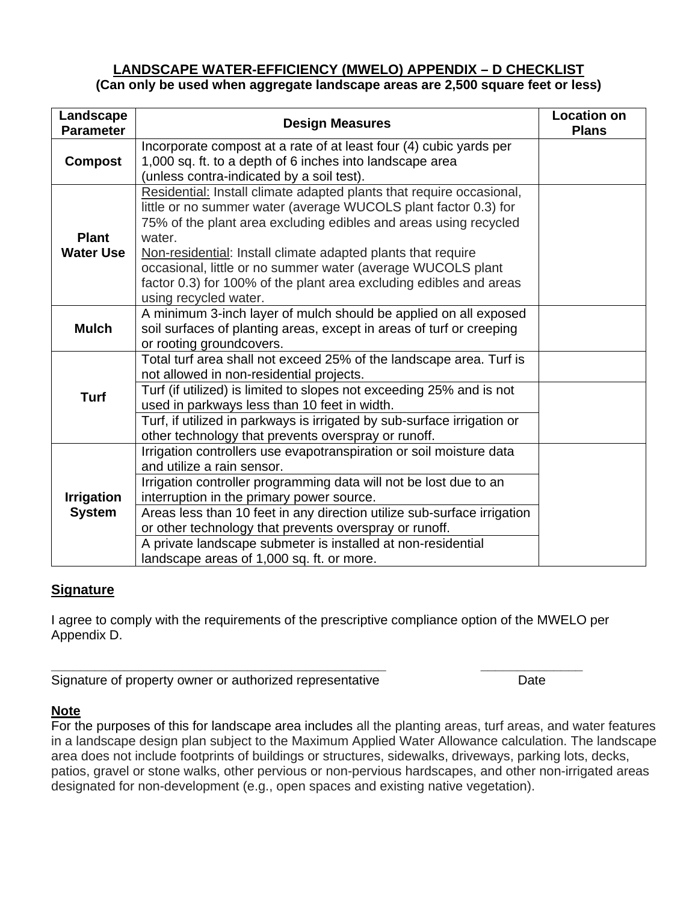# LANDSCAPE WATER-EFFICIENCY (MWELO) APPENDIX – D CHECKLIST

**(Can only be used when aggregate landscape areas are 2,500 square feet or less)**

| Landscape Parameter | Design Measures | Location on Plans |
|---|---|---|
| **Compost** | Incorporate compost at a rate of at least four (4) cubic yards per 1,000 sq. ft. to a depth of 6 inches into landscape area (unless contra-indicated by a soil test). | |
| **Plant Water Use** | Residential: Install climate adapted plants that require occasional, little or no summer water (average WUCOLS plant factor 0.3) for 75% of the plant area excluding edibles and areas using recycled water.<br>Non-residential: Install climate adapted plants that require occasional, little or no summer water (average WUCOLS plant factor 0.3) for 100% of the plant area excluding edibles and areas using recycled water. | |
| **Mulch** | A minimum 3-inch layer of mulch should be applied on all exposed soil surfaces of planting areas, except in areas of turf or creeping or rooting groundcovers. | |
| **Turf** | Total turf area shall not exceed 25% of the landscape area. Turf is not allowed in non-residential projects. | |
| | Turf (if utilized) is limited to slopes not exceeding 25% and is not used in parkways less than 10 feet in width. | |
| | Turf, if utilized in parkways is irrigated by sub-surface irrigation or other technology that prevents overspray or runoff. | |
| **Irrigation System** | Irrigation controllers use evapotranspiration or soil moisture data and utilize a rain sensor. | |
| | Irrigation controller programming data will not be lost due to an interruption in the primary power source. | |
| | Areas less than 10 feet in any direction utilize sub-surface irrigation or other technology that prevents overspray or runoff. | |
| | A private landscape submeter is installed at non-residential landscape areas of 1,000 sq. ft. or more. | |

## Signature

I agree to comply with the requirements of the prescriptive compliance option of the MWELO per Appendix D.

_______________________________________________ _______________

Signature of property owner or authorized representative Date

## Note

For the purposes of this for landscape area includes all the planting areas, turf areas, and water features in a landscape design plan subject to the Maximum Applied Water Allowance calculation. The landscape area does not include footprints of buildings or structures, sidewalks, driveways, parking lots, decks, patios, gravel or stone walks, other pervious or non-pervious hardscapes, and other non-irrigated areas designated for non-development (e.g., open spaces and existing native vegetation).